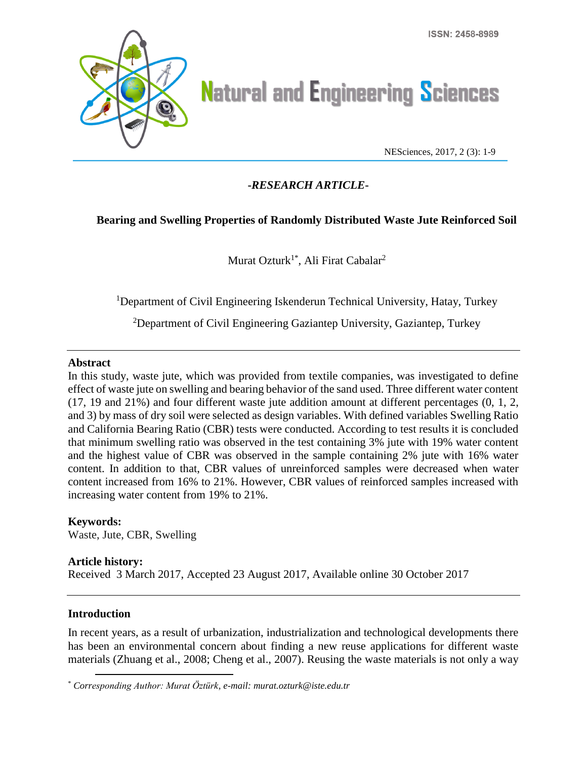*-RESEARCH ARTICLE-*

# Bearing and Swelling Properties of Randomly Distributed Waste Jute Reinforced Soil

Murat Ozturk[1*], Ali Firat Cabalar[2]

[1]Department of Civil Engineering Iskenderun Technical University, Hatay, Turkey

[2]Department of Civil Engineering Gaziantep University, Gaziantep, Turkey

## Abstract

In this study, waste jute, which was provided from textile companies, was investigated to define effect of waste jute on swelling and bearing behavior of the sand used. Three different water content (17, 19 and 21%) and four different waste jute addition amount at different percentages (0, 1, 2, and 3) by mass of dry soil were selected as design variables. With defined variables Swelling Ratio and California Bearing Ratio (CBR) tests were conducted. According to test results it is concluded that minimum swelling ratio was observed in the test containing 3% jute with 19% water content and the highest value of CBR was observed in the sample containing 2% jute with 16% water content. In addition to that, CBR values of unreinforced samples were decreased when water content increased from 16% to 21%. However, CBR values of reinforced samples increased with increasing water content from 19% to 21%.

**Keywords:**
Waste, Jute, CBR, Swelling

**Article history:**
Received 3 March 2017, Accepted 23 August 2017, Available online 30 October 2017

## Introduction

In recent years, as a result of urbanization, industrialization and technological developments there has been an environmental concern about finding a new reuse applications for different waste materials (Zhuang et al., 2008; Cheng et al., 2007). Reusing the waste materials is not only a way

[*] *Corresponding Author: Murat Öztürk, e-mail: murat.ozturk@iste.edu.tr*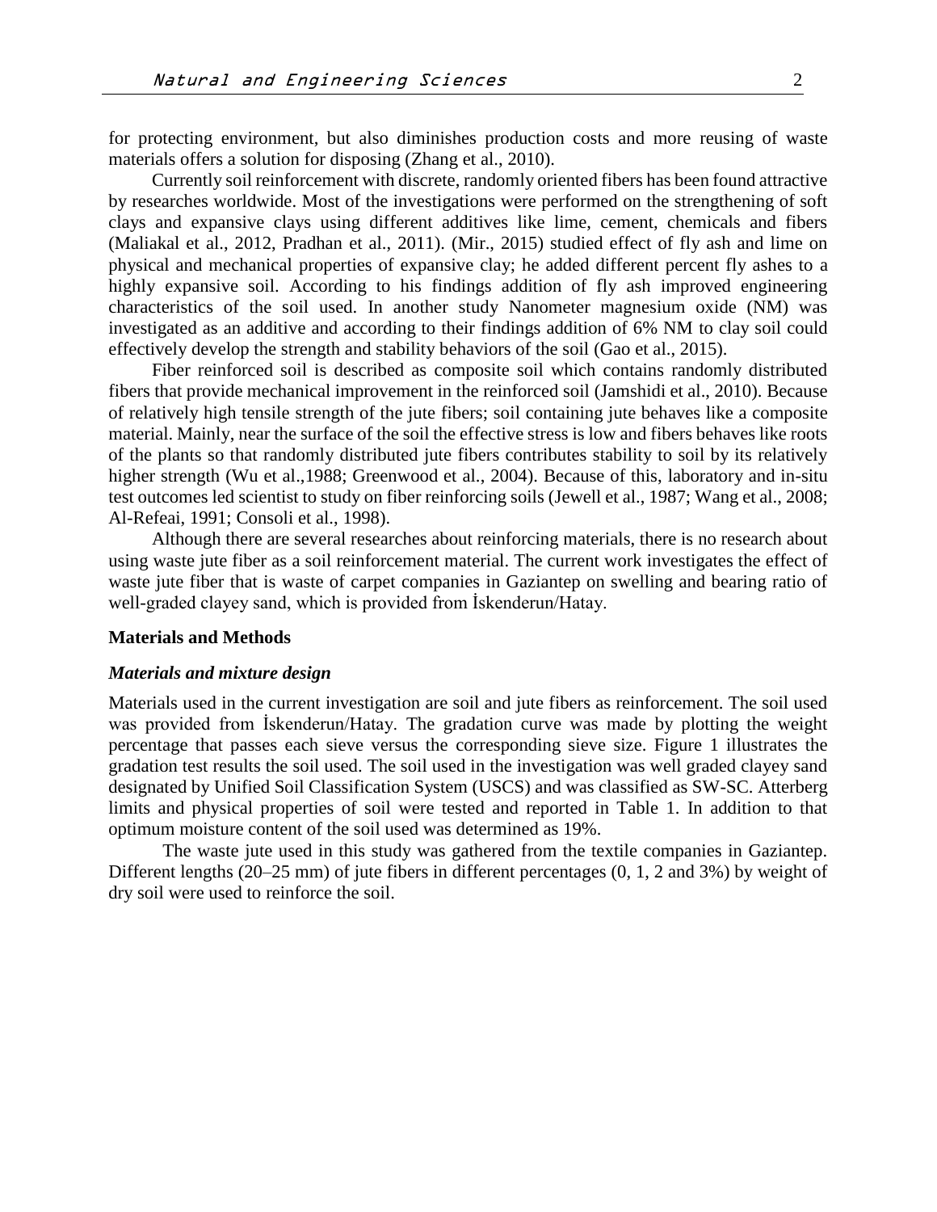for protecting environment, but also diminishes production costs and more reusing of waste materials offers a solution for disposing (Zhang et al., 2010).

Currently soil reinforcement with discrete, randomly oriented fibers has been found attractive by researches worldwide. Most of the investigations were performed on the strengthening of soft clays and expansive clays using different additives like lime, cement, chemicals and fibers (Maliakal et al., 2012, Pradhan et al., 2011). (Mir., 2015) studied effect of fly ash and lime on physical and mechanical properties of expansive clay; he added different percent fly ashes to a highly expansive soil. According to his findings addition of fly ash improved engineering characteristics of the soil used. In another study Nanometer magnesium oxide (NM) was investigated as an additive and according to their findings addition of 6% NM to clay soil could effectively develop the strength and stability behaviors of the soil (Gao et al., 2015).

Fiber reinforced soil is described as composite soil which contains randomly distributed fibers that provide mechanical improvement in the reinforced soil (Jamshidi et al., 2010). Because of relatively high tensile strength of the jute fibers; soil containing jute behaves like a composite material. Mainly, near the surface of the soil the effective stress is low and fibers behaves like roots of the plants so that randomly distributed jute fibers contributes stability to soil by its relatively higher strength (Wu et al.,1988; Greenwood et al., 2004). Because of this, laboratory and in-situ test outcomes led scientist to study on fiber reinforcing soils (Jewell et al., 1987; Wang et al., 2008; Al-Refeai, 1991; Consoli et al., 1998).

Although there are several researches about reinforcing materials, there is no research about using waste jute fiber as a soil reinforcement material. The current work investigates the effect of waste jute fiber that is waste of carpet companies in Gaziantep on swelling and bearing ratio of well-graded clayey sand, which is provided from İskenderun/Hatay.

## Materials and Methods

### *Materials and mixture design*

Materials used in the current investigation are soil and jute fibers as reinforcement. The soil used was provided from İskenderun/Hatay. The gradation curve was made by plotting the weight percentage that passes each sieve versus the corresponding sieve size. Figure 1 illustrates the gradation test results the soil used. The soil used in the investigation was well graded clayey sand designated by Unified Soil Classification System (USCS) and was classified as SW-SC. Atterberg limits and physical properties of soil were tested and reported in Table 1. In addition to that optimum moisture content of the soil used was determined as 19%.

The waste jute used in this study was gathered from the textile companies in Gaziantep. Different lengths (20–25 mm) of jute fibers in different percentages (0, 1, 2 and 3%) by weight of dry soil were used to reinforce the soil.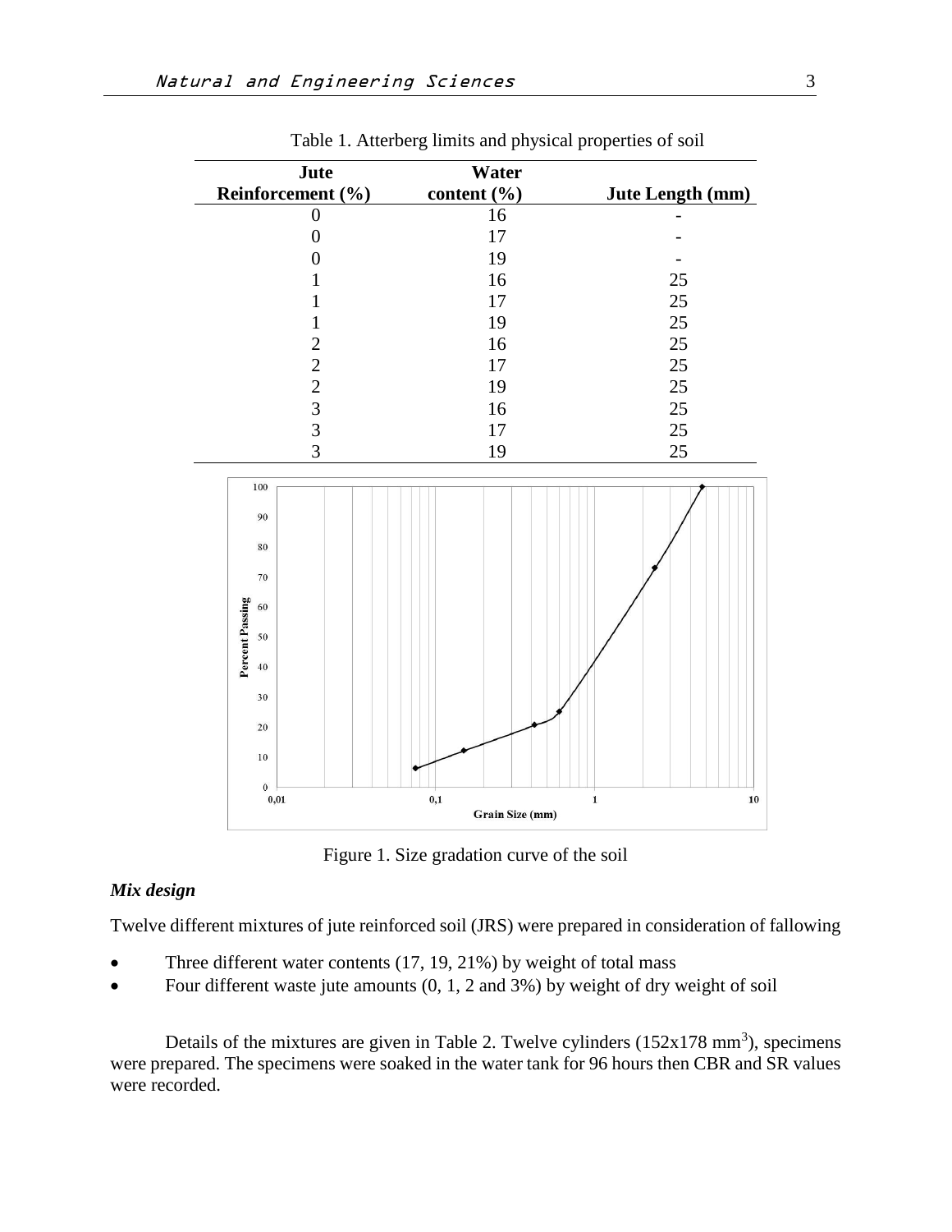Table 1. Atterberg limits and physical properties of soil

| Jute Reinforcement (%) | Water content (%) | Jute Length (mm) |
|---|---|---|
| 0 | 16 | - |
| 0 | 17 | - |
| 0 | 19 | - |
| 1 | 16 | 25 |
| 1 | 17 | 25 |
| 1 | 19 | 25 |
| 2 | 16 | 25 |
| 2 | 17 | 25 |
| 2 | 19 | 25 |
| 3 | 16 | 25 |
| 3 | 17 | 25 |
| 3 | 19 | 25 |

Figure 1. Size gradation curve of the soil

### *Mix design*

Twelve different mixtures of jute reinforced soil (JRS) were prepared in consideration of fallowing

- Three different water contents (17, 19, 21%) by weight of total mass
- Four different waste jute amounts (0, 1, 2 and 3%) by weight of dry weight of soil

Details of the mixtures are given in Table 2. Twelve cylinders (152x178 $mm^3$), specimens were prepared. The specimens were soaked in the water tank for 96 hours then CBR and SR values were recorded.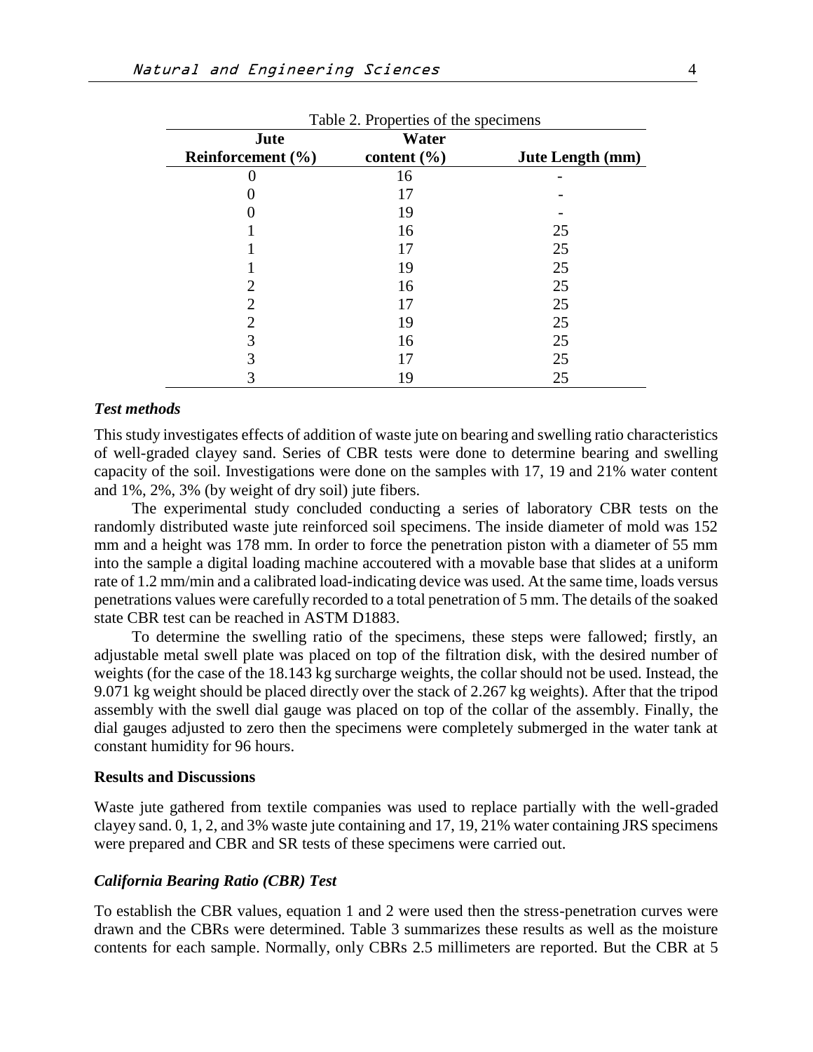Table 2. Properties of the specimens

| Jute Reinforcement (%) | Water content (%) | Jute Length (mm) |
|---|---|---|
| 0 | 16 | - |
| 0 | 17 | - |
| 0 | 19 | - |
| 1 | 16 | 25 |
| 1 | 17 | 25 |
| 1 | 19 | 25 |
| 2 | 16 | 25 |
| 2 | 17 | 25 |
| 2 | 19 | 25 |
| 3 | 16 | 25 |
| 3 | 17 | 25 |
| 3 | 19 | 25 |

### *Test methods*

This study investigates effects of addition of waste jute on bearing and swelling ratio characteristics of well-graded clayey sand. Series of CBR tests were done to determine bearing and swelling capacity of the soil. Investigations were done on the samples with 17, 19 and 21% water content and 1%, 2%, 3% (by weight of dry soil) jute fibers.

The experimental study concluded conducting a series of laboratory CBR tests on the randomly distributed waste jute reinforced soil specimens. The inside diameter of mold was 152 mm and a height was 178 mm. In order to force the penetration piston with a diameter of 55 mm into the sample a digital loading machine accoutered with a movable base that slides at a uniform rate of 1.2 mm/min and a calibrated load-indicating device was used. At the same time, loads versus penetrations values were carefully recorded to a total penetration of 5 mm. The details of the soaked state CBR test can be reached in ASTM D1883.

To determine the swelling ratio of the specimens, these steps were fallowed; firstly, an adjustable metal swell plate was placed on top of the filtration disk, with the desired number of weights (for the case of the 18.143 kg surcharge weights, the collar should not be used. Instead, the 9.071 kg weight should be placed directly over the stack of 2.267 kg weights). After that the tripod assembly with the swell dial gauge was placed on top of the collar of the assembly. Finally, the dial gauges adjusted to zero then the specimens were completely submerged in the water tank at constant humidity for 96 hours.

## Results and Discussions

Waste jute gathered from textile companies was used to replace partially with the well-graded clayey sand. 0, 1, 2, and 3% waste jute containing and 17, 19, 21% water containing JRS specimens were prepared and CBR and SR tests of these specimens were carried out.

### *California Bearing Ratio (CBR) Test*

To establish the CBR values, equation 1 and 2 were used then the stress-penetration curves were drawn and the CBRs were determined. Table 3 summarizes these results as well as the moisture contents for each sample. Normally, only CBRs 2.5 millimeters are reported. But the CBR at 5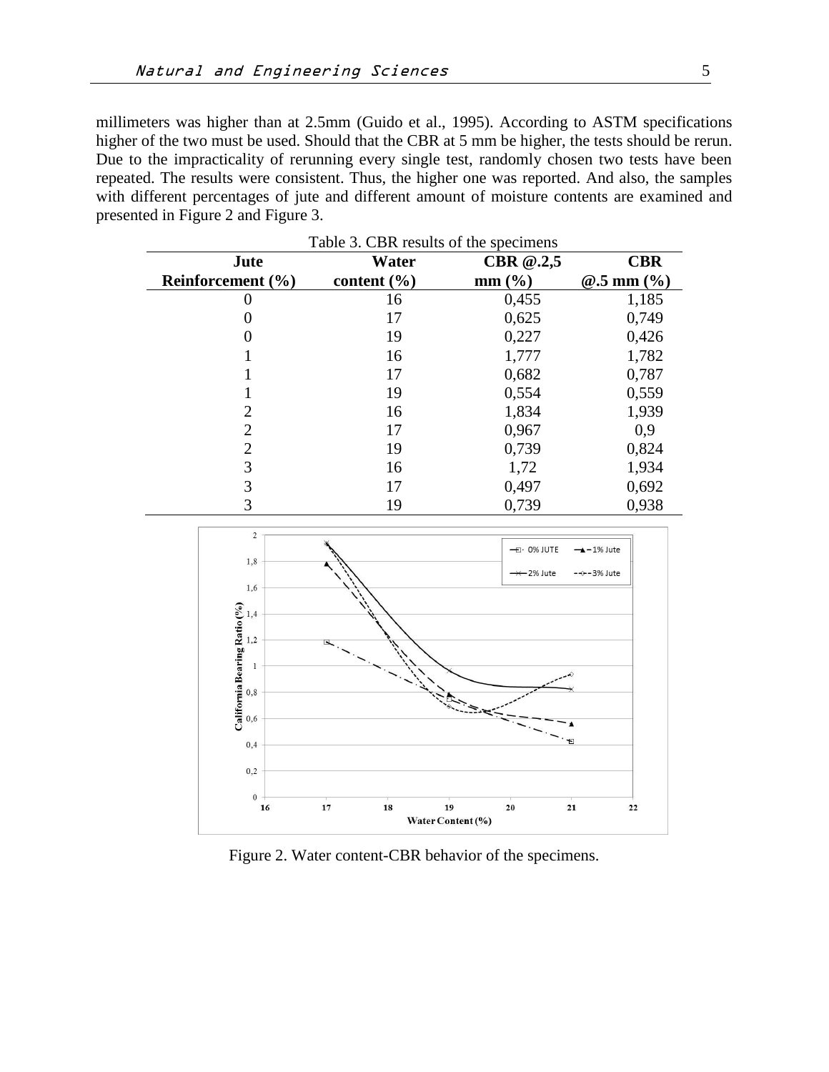millimeters was higher than at 2.5mm (Guido et al., 1995). According to ASTM specifications higher of the two must be used. Should that the CBR at 5 mm be higher, the tests should be rerun. Due to the impracticality of rerunning every single test, randomly chosen two tests have been repeated. The results were consistent. Thus, the higher one was reported. And also, the samples with different percentages of jute and different amount of moisture contents are examined and presented in Figure 2 and Figure 3.

Table 3. CBR results of the specimens

| Jute Reinforcement (%) | Water content (%) | CBR @.2,5 mm (%) | CBR @.5 mm (%) |
|---|---|---|---|
| 0 | 16 | 0,455 | 1,185 |
| 0 | 17 | 0,625 | 0,749 |
| 0 | 19 | 0,227 | 0,426 |
| 1 | 16 | 1,777 | 1,782 |
| 1 | 17 | 0,682 | 0,787 |
| 1 | 19 | 0,554 | 0,559 |
| 2 | 16 | 1,834 | 1,939 |
| 2 | 17 | 0,967 | 0,9 |
| 2 | 19 | 0,739 | 0,824 |
| 3 | 16 | 1,72 | 1,934 |
| 3 | 17 | 0,497 | 0,692 |
| 3 | 19 | 0,739 | 0,938 |

Figure 2. Water content-CBR behavior of the specimens.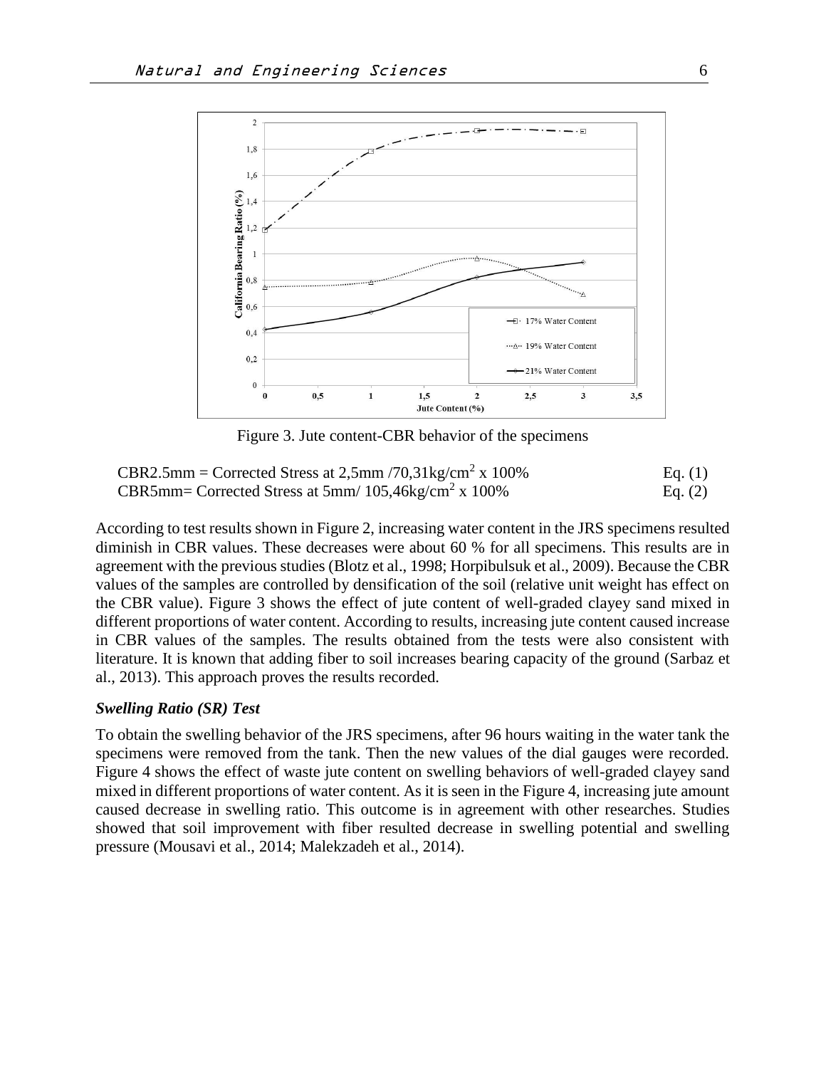Figure 3. Jute content-CBR behavior of the specimens

$$CBR2.5mm = \text{Corrected Stress at } 2{,}5mm / 70{,}31 kg/cm^2 \times 100\% \quad \text{Eq. (1)}$$

$$CBR5mm = \text{Corrected Stress at } 5mm / 105{,}46 kg/cm^2 \times 100\% \quad \text{Eq. (2)}$$

According to test results shown in Figure 2, increasing water content in the JRS specimens resulted diminish in CBR values. These decreases were about 60 % for all specimens. This results are in agreement with the previous studies (Blotz et al., 1998; Horpibulsuk et al., 2009). Because the CBR values of the samples are controlled by densification of the soil (relative unit weight has effect on the CBR value). Figure 3 shows the effect of jute content of well-graded clayey sand mixed in different proportions of water content. According to results, increasing jute content caused increase in CBR values of the samples. The results obtained from the tests were also consistent with literature. It is known that adding fiber to soil increases bearing capacity of the ground (Sarbaz et al., 2013). This approach proves the results recorded.

### *Swelling Ratio (SR) Test*

To obtain the swelling behavior of the JRS specimens, after 96 hours waiting in the water tank the specimens were removed from the tank. Then the new values of the dial gauges were recorded. Figure 4 shows the effect of waste jute content on swelling behaviors of well-graded clayey sand mixed in different proportions of water content. As it is seen in the Figure 4, increasing jute amount caused decrease in swelling ratio. This outcome is in agreement with other researches. Studies showed that soil improvement with fiber resulted decrease in swelling potential and swelling pressure (Mousavi et al., 2014; Malekzadeh et al., 2014).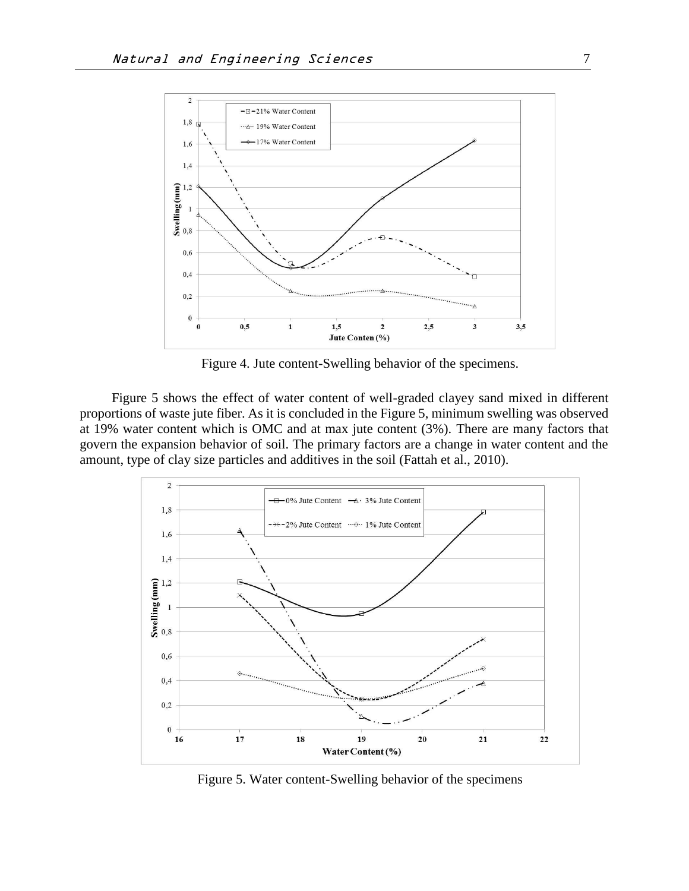Figure 4. Jute content-Swelling behavior of the specimens.

Figure 5 shows the effect of water content of well-graded clayey sand mixed in different proportions of waste jute fiber. As it is concluded in the Figure 5, minimum swelling was observed at 19% water content which is OMC and at max jute content (3%). There are many factors that govern the expansion behavior of soil. The primary factors are a change in water content and the amount, type of clay size particles and additives in the soil (Fattah et al., 2010).

Figure 5. Water content-Swelling behavior of the specimens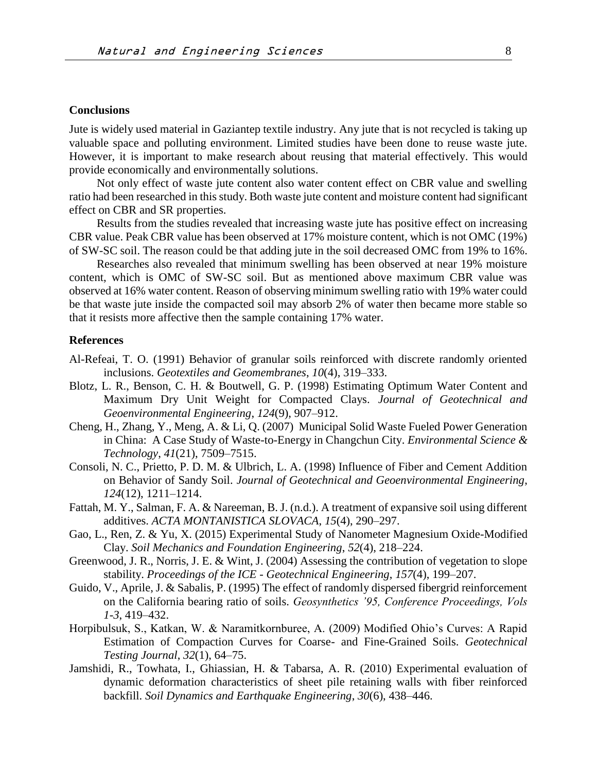## Conclusions

Jute is widely used material in Gaziantep textile industry. Any jute that is not recycled is taking up valuable space and polluting environment. Limited studies have been done to reuse waste jute. However, it is important to make research about reusing that material effectively. This would provide economically and environmentally solutions.

Not only effect of waste jute content also water content effect on CBR value and swelling ratio had been researched in this study. Both waste jute content and moisture content had significant effect on CBR and SR properties.

Results from the studies revealed that increasing waste jute has positive effect on increasing CBR value. Peak CBR value has been observed at 17% moisture content, which is not OMC (19%) of SW-SC soil. The reason could be that adding jute in the soil decreased OMC from 19% to 16%.

Researches also revealed that minimum swelling has been observed at near 19% moisture content, which is OMC of SW-SC soil. But as mentioned above maximum CBR value was observed at 16% water content. Reason of observing minimum swelling ratio with 19% water could be that waste jute inside the compacted soil may absorb 2% of water then became more stable so that it resists more affective then the sample containing 17% water.

## References

Al-Refeai, T. O. (1991) Behavior of granular soils reinforced with discrete randomly oriented inclusions. *Geotextiles and Geomembranes*, *10*(4), 319–333.

Blotz, L. R., Benson, C. H. & Boutwell, G. P. (1998) Estimating Optimum Water Content and Maximum Dry Unit Weight for Compacted Clays. *Journal of Geotechnical and Geoenvironmental Engineering*, *124*(9), 907–912.

Cheng, H., Zhang, Y., Meng, A. & Li, Q. (2007) Municipal Solid Waste Fueled Power Generation in China: A Case Study of Waste-to-Energy in Changchun City. *Environmental Science & Technology*, *41*(21), 7509–7515.

Consoli, N. C., Prietto, P. D. M. & Ulbrich, L. A. (1998) Influence of Fiber and Cement Addition on Behavior of Sandy Soil. *Journal of Geotechnical and Geoenvironmental Engineering*, *124*(12), 1211–1214.

Fattah, M. Y., Salman, F. A. & Nareeman, B. J. (n.d.). A treatment of expansive soil using different additives. *ACTA MONTANISTICA SLOVACA*, *15*(4), 290–297.

Gao, L., Ren, Z. & Yu, X. (2015) Experimental Study of Nanometer Magnesium Oxide-Modified Clay. *Soil Mechanics and Foundation Engineering*, *52*(4), 218–224.

Greenwood, J. R., Norris, J. E. & Wint, J. (2004) Assessing the contribution of vegetation to slope stability. *Proceedings of the ICE - Geotechnical Engineering*, *157*(4), 199–207.

Guido, V., Aprile, J. & Sabalis, P. (1995) The effect of randomly dispersed fibergrid reinforcement on the California bearing ratio of soils. *Geosynthetics '95, Conference Proceedings, Vols 1-3*, 419–432.

Horpibulsuk, S., Katkan, W. & Naramitkornburee, A. (2009) Modified Ohio's Curves: A Rapid Estimation of Compaction Curves for Coarse- and Fine-Grained Soils. *Geotechnical Testing Journal*, *32*(1), 64–75.

Jamshidi, R., Towhata, I., Ghiassian, H. & Tabarsa, A. R. (2010) Experimental evaluation of dynamic deformation characteristics of sheet pile retaining walls with fiber reinforced backfill. *Soil Dynamics and Earthquake Engineering*, *30*(6), 438–446.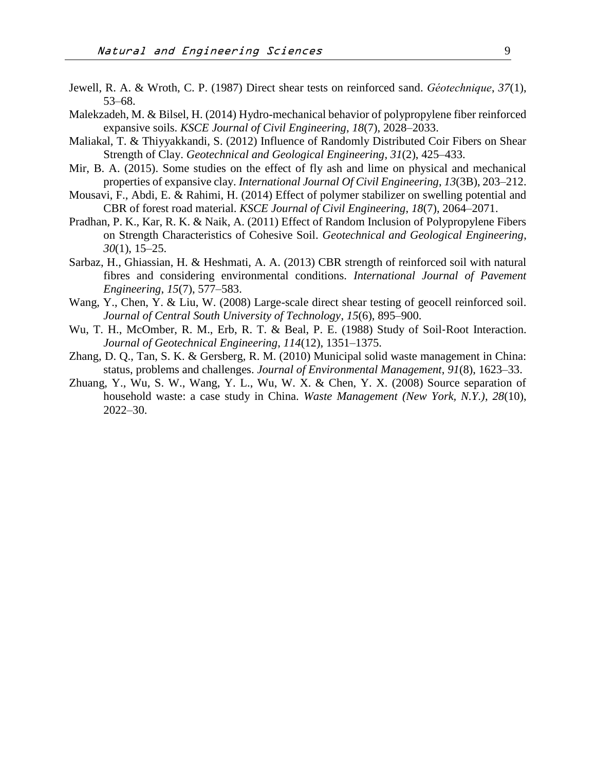Jewell, R. A. & Wroth, C. P. (1987) Direct shear tests on reinforced sand. *Géotechnique*, *37*(1), 53–68.

Malekzadeh, M. & Bilsel, H. (2014) Hydro-mechanical behavior of polypropylene fiber reinforced expansive soils. *KSCE Journal of Civil Engineering*, *18*(7), 2028–2033.

Maliakal, T. & Thiyyakkandi, S. (2012) Influence of Randomly Distributed Coir Fibers on Shear Strength of Clay. *Geotechnical and Geological Engineering*, *31*(2), 425–433.

Mir, B. A. (2015). Some studies on the effect of fly ash and lime on physical and mechanical properties of expansive clay. *International Journal Of Civil Engineering*, *13*(3B), 203–212.

Mousavi, F., Abdi, E. & Rahimi, H. (2014) Effect of polymer stabilizer on swelling potential and CBR of forest road material. *KSCE Journal of Civil Engineering*, *18*(7), 2064–2071.

Pradhan, P. K., Kar, R. K. & Naik, A. (2011) Effect of Random Inclusion of Polypropylene Fibers on Strength Characteristics of Cohesive Soil. *Geotechnical and Geological Engineering*, *30*(1), 15–25.

Sarbaz, H., Ghiassian, H. & Heshmati, A. A. (2013) CBR strength of reinforced soil with natural fibres and considering environmental conditions. *International Journal of Pavement Engineering*, *15*(7), 577–583.

Wang, Y., Chen, Y. & Liu, W. (2008) Large-scale direct shear testing of geocell reinforced soil. *Journal of Central South University of Technology*, *15*(6), 895–900.

Wu, T. H., McOmber, R. M., Erb, R. T. & Beal, P. E. (1988) Study of Soil-Root Interaction. *Journal of Geotechnical Engineering*, *114*(12), 1351–1375.

Zhang, D. Q., Tan, S. K. & Gersberg, R. M. (2010) Municipal solid waste management in China: status, problems and challenges. *Journal of Environmental Management*, *91*(8), 1623–33.

Zhuang, Y., Wu, S. W., Wang, Y. L., Wu, W. X. & Chen, Y. X. (2008) Source separation of household waste: a case study in China. *Waste Management (New York, N.Y.)*, *28*(10), 2022–30.